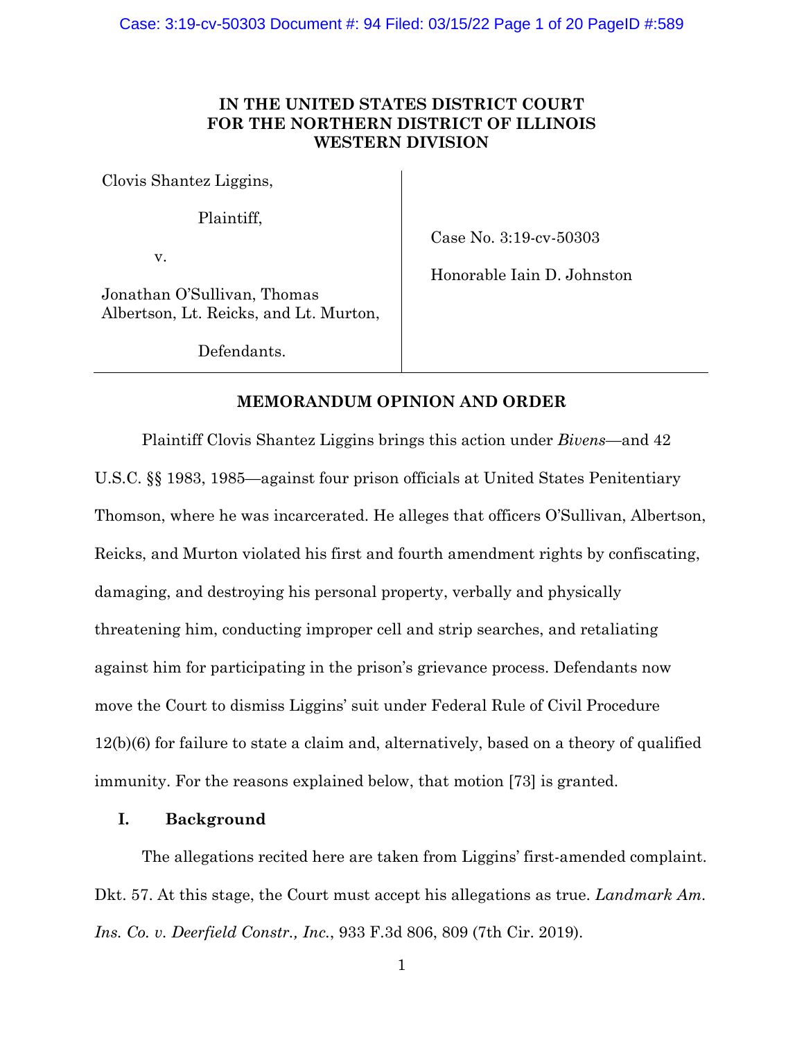Case: 3:19-cv-50303 Document #: 94 Filed: 03/15/22 Page 1 of 20 PageID #:589

**IN THE UNITED STATES DISTRICT COURT**
**FOR THE NORTHERN DISTRICT OF ILLINOIS**
**WESTERN DIVISION**

| | |
|---|---|
| Clovis Shantez Liggins,<br><br>Plaintiff,<br><br>v.<br><br>Jonathan O'Sullivan, Thomas Albertson, Lt. Reicks, and Lt. Murton,<br><br>Defendants. | Case No. 3:19-cv-50303<br><br>Honorable Iain D. Johnston |

**MEMORANDUM OPINION AND ORDER**

Plaintiff Clovis Shantez Liggins brings this action under *Bivens*—and 42 U.S.C. §§ 1983, 1985—against four prison officials at United States Penitentiary Thomson, where he was incarcerated. He alleges that officers O'Sullivan, Albertson, Reicks, and Murton violated his first and fourth amendment rights by confiscating, damaging, and destroying his personal property, verbally and physically threatening him, conducting improper cell and strip searches, and retaliating against him for participating in the prison's grievance process. Defendants now move the Court to dismiss Liggins' suit under Federal Rule of Civil Procedure 12(b)(6) for failure to state a claim and, alternatively, based on a theory of qualified immunity. For the reasons explained below, that motion [73] is granted.

## I. Background

The allegations recited here are taken from Liggins' first-amended complaint. Dkt. 57. At this stage, the Court must accept his allegations as true. *Landmark Am. Ins. Co. v. Deerfield Constr., Inc.*, 933 F.3d 806, 809 (7th Cir. 2019).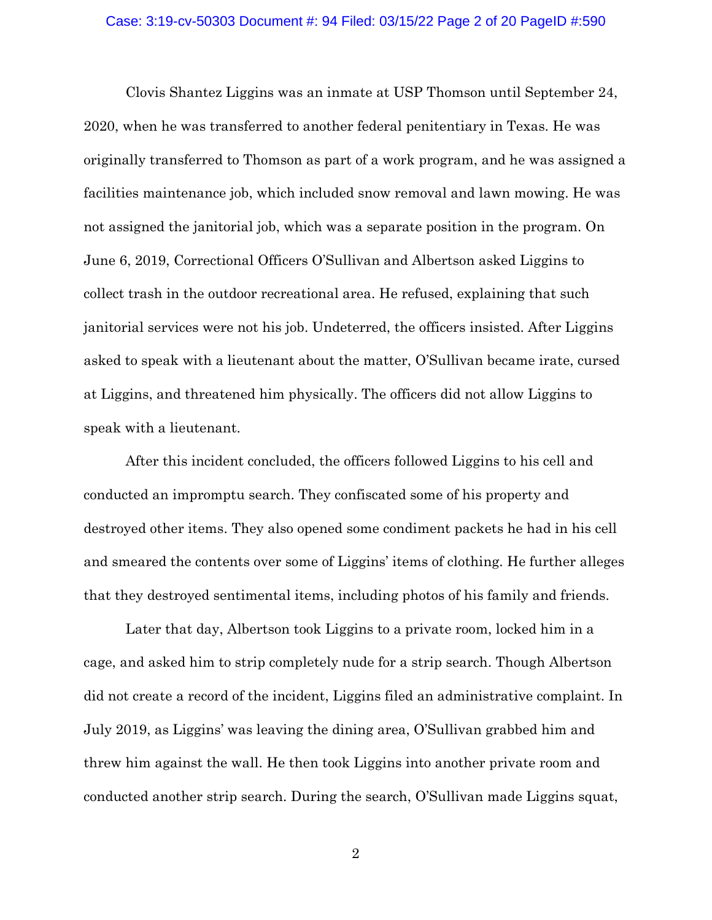Clovis Shantez Liggins was an inmate at USP Thomson until September 24, 2020, when he was transferred to another federal penitentiary in Texas. He was originally transferred to Thomson as part of a work program, and he was assigned a facilities maintenance job, which included snow removal and lawn mowing. He was not assigned the janitorial job, which was a separate position in the program. On June 6, 2019, Correctional Officers O'Sullivan and Albertson asked Liggins to collect trash in the outdoor recreational area. He refused, explaining that such janitorial services were not his job. Undeterred, the officers insisted. After Liggins asked to speak with a lieutenant about the matter, O'Sullivan became irate, cursed at Liggins, and threatened him physically. The officers did not allow Liggins to speak with a lieutenant.

After this incident concluded, the officers followed Liggins to his cell and conducted an impromptu search. They confiscated some of his property and destroyed other items. They also opened some condiment packets he had in his cell and smeared the contents over some of Liggins' items of clothing. He further alleges that they destroyed sentimental items, including photos of his family and friends.

Later that day, Albertson took Liggins to a private room, locked him in a cage, and asked him to strip completely nude for a strip search. Though Albertson did not create a record of the incident, Liggins filed an administrative complaint. In July 2019, as Liggins' was leaving the dining area, O'Sullivan grabbed him and threw him against the wall. He then took Liggins into another private room and conducted another strip search. During the search, O'Sullivan made Liggins squat,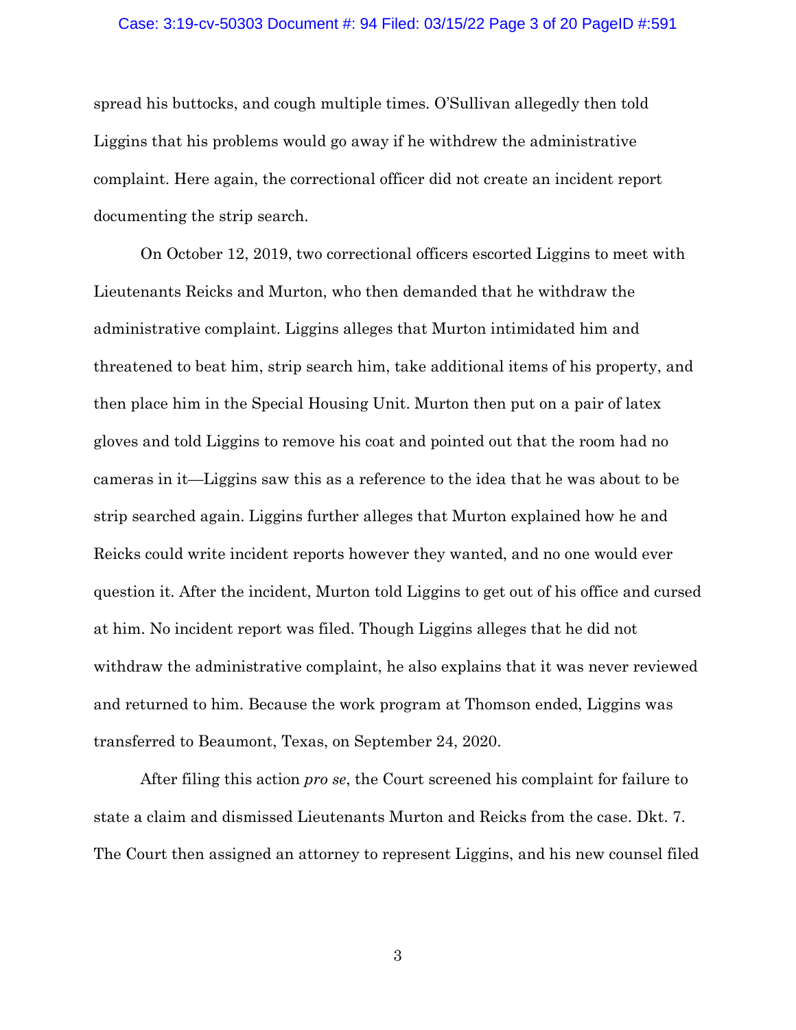spread his buttocks, and cough multiple times. O'Sullivan allegedly then told Liggins that his problems would go away if he withdrew the administrative complaint. Here again, the correctional officer did not create an incident report documenting the strip search.

On October 12, 2019, two correctional officers escorted Liggins to meet with Lieutenants Reicks and Murton, who then demanded that he withdraw the administrative complaint. Liggins alleges that Murton intimidated him and threatened to beat him, strip search him, take additional items of his property, and then place him in the Special Housing Unit. Murton then put on a pair of latex gloves and told Liggins to remove his coat and pointed out that the room had no cameras in it—Liggins saw this as a reference to the idea that he was about to be strip searched again. Liggins further alleges that Murton explained how he and Reicks could write incident reports however they wanted, and no one would ever question it. After the incident, Murton told Liggins to get out of his office and cursed at him. No incident report was filed. Though Liggins alleges that he did not withdraw the administrative complaint, he also explains that it was never reviewed and returned to him. Because the work program at Thomson ended, Liggins was transferred to Beaumont, Texas, on September 24, 2020.

After filing this action *pro se*, the Court screened his complaint for failure to state a claim and dismissed Lieutenants Murton and Reicks from the case. Dkt. 7. The Court then assigned an attorney to represent Liggins, and his new counsel filed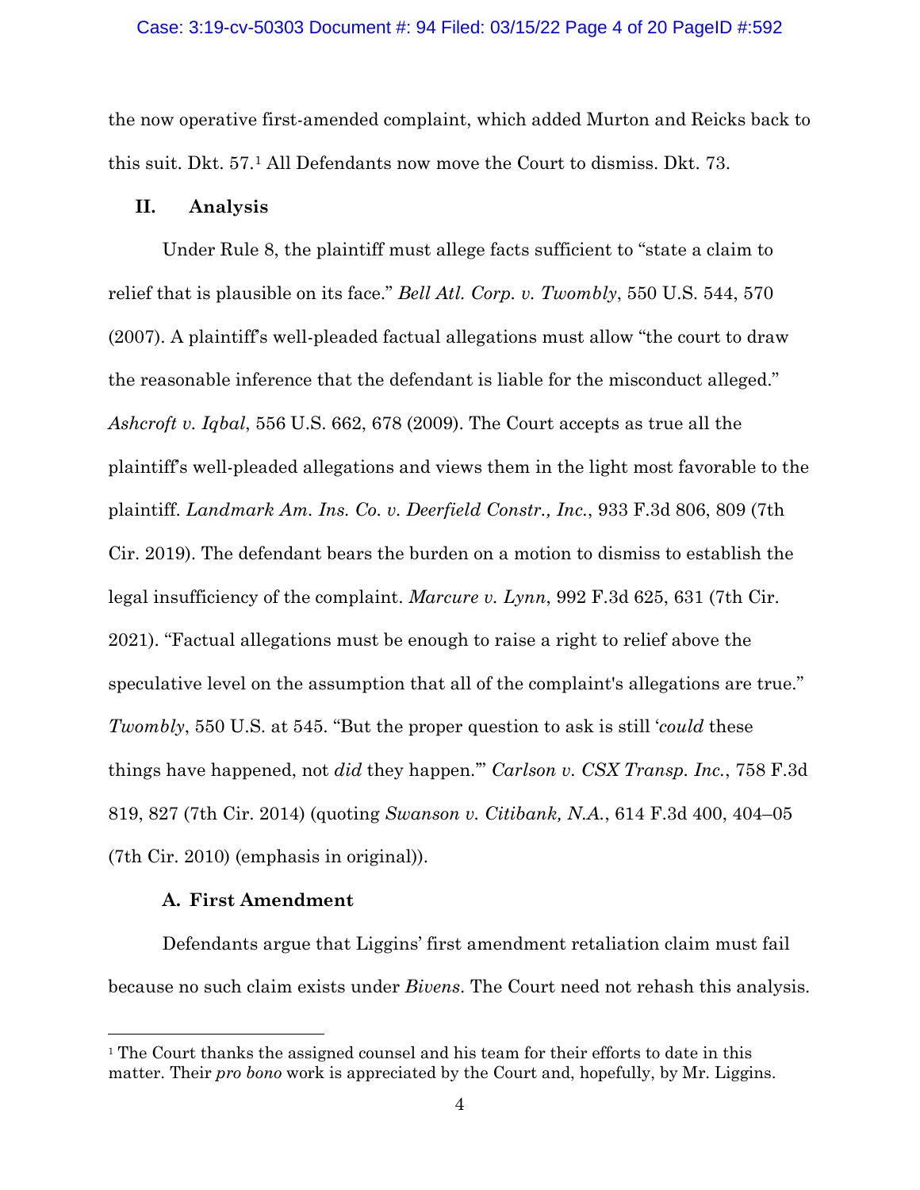the now operative first-amended complaint, which added Murton and Reicks back to this suit. Dkt. 57.[1] All Defendants now move the Court to dismiss. Dkt. 73.

## II. Analysis

Under Rule 8, the plaintiff must allege facts sufficient to "state a claim to relief that is plausible on its face." *Bell Atl. Corp. v. Twombly*, 550 U.S. 544, 570 (2007). A plaintiff's well-pleaded factual allegations must allow "the court to draw the reasonable inference that the defendant is liable for the misconduct alleged." *Ashcroft v. Iqbal*, 556 U.S. 662, 678 (2009). The Court accepts as true all the plaintiff's well-pleaded allegations and views them in the light most favorable to the plaintiff. *Landmark Am. Ins. Co. v. Deerfield Constr., Inc.*, 933 F.3d 806, 809 (7th Cir. 2019). The defendant bears the burden on a motion to dismiss to establish the legal insufficiency of the complaint. *Marcure v. Lynn*, 992 F.3d 625, 631 (7th Cir. 2021). "Factual allegations must be enough to raise a right to relief above the speculative level on the assumption that all of the complaint's allegations are true." *Twombly*, 550 U.S. at 545. "But the proper question to ask is still '*could* these things have happened, not *did* they happen.'" *Carlson v. CSX Transp. Inc.*, 758 F.3d 819, 827 (7th Cir. 2014) (quoting *Swanson v. Citibank, N.A.*, 614 F.3d 400, 404–05 (7th Cir. 2010) (emphasis in original)).

### A. First Amendment

Defendants argue that Liggins' first amendment retaliation claim must fail because no such claim exists under *Bivens*. The Court need not rehash this analysis.

[1] The Court thanks the assigned counsel and his team for their efforts to date in this matter. Their *pro bono* work is appreciated by the Court and, hopefully, by Mr. Liggins.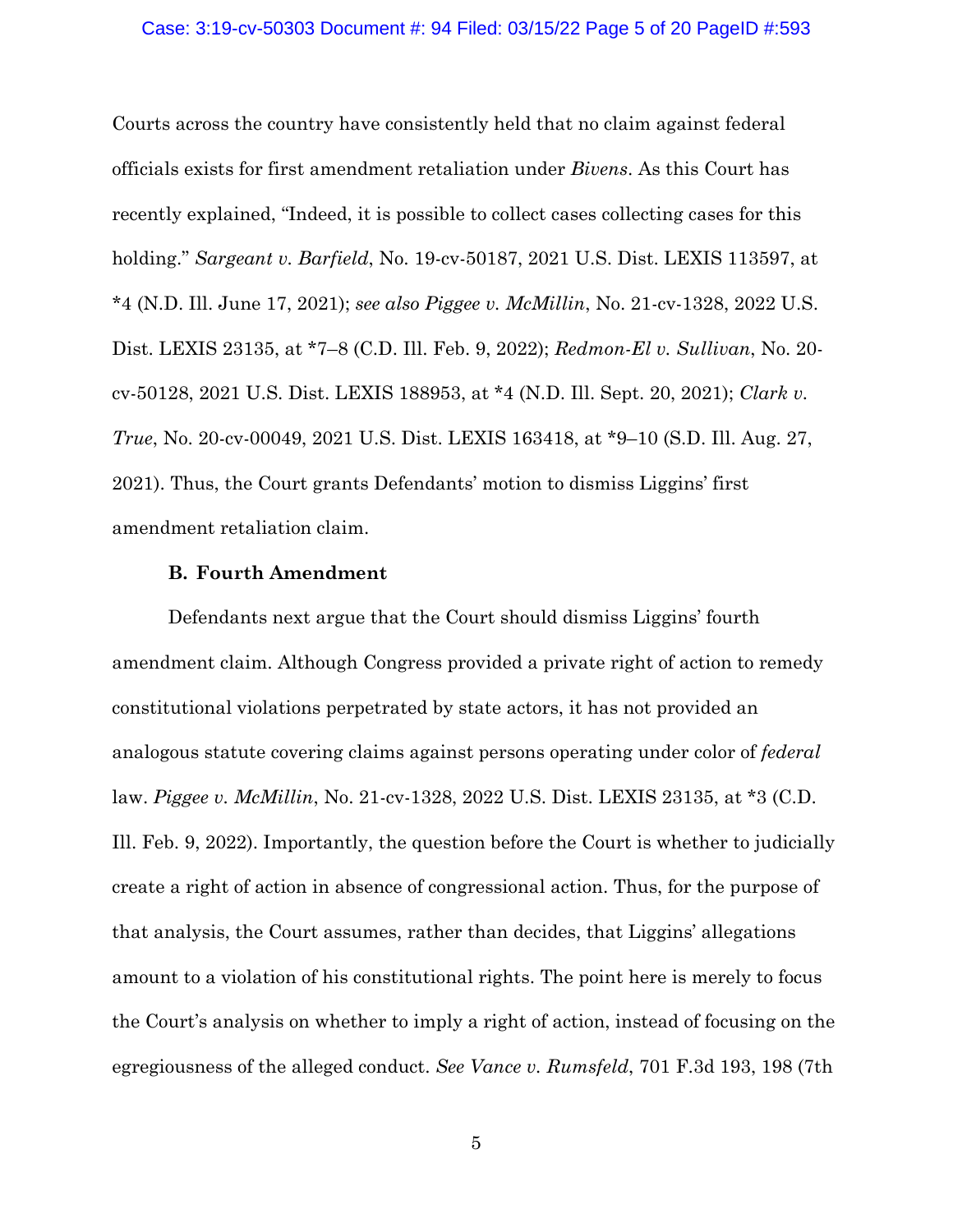Courts across the country have consistently held that no claim against federal officials exists for first amendment retaliation under *Bivens*. As this Court has recently explained, "Indeed, it is possible to collect cases collecting cases for this holding." *Sargeant v. Barfield*, No. 19-cv-50187, 2021 U.S. Dist. LEXIS 113597, at *4 (N.D. Ill. June 17, 2021); *see also Piggee v. McMillin*, No. 21-cv-1328, 2022 U.S. Dist. LEXIS 23135, at *7–8 (C.D. Ill. Feb. 9, 2022); *Redmon-El v. Sullivan*, No. 20-cv-50128, 2021 U.S. Dist. LEXIS 188953, at *4 (N.D. Ill. Sept. 20, 2021); *Clark v. True*, No. 20-cv-00049, 2021 U.S. Dist. LEXIS 163418, at *9–10 (S.D. Ill. Aug. 27, 2021). Thus, the Court grants Defendants' motion to dismiss Liggins' first amendment retaliation claim.

### B. Fourth Amendment

Defendants next argue that the Court should dismiss Liggins' fourth amendment claim. Although Congress provided a private right of action to remedy constitutional violations perpetrated by state actors, it has not provided an analogous statute covering claims against persons operating under color of *federal* law. *Piggee v. McMillin*, No. 21-cv-1328, 2022 U.S. Dist. LEXIS 23135, at *3 (C.D. Ill. Feb. 9, 2022). Importantly, the question before the Court is whether to judicially create a right of action in absence of congressional action. Thus, for the purpose of that analysis, the Court assumes, rather than decides, that Liggins' allegations amount to a violation of his constitutional rights. The point here is merely to focus the Court's analysis on whether to imply a right of action, instead of focusing on the egregiousness of the alleged conduct. *See Vance v. Rumsfeld*, 701 F.3d 193, 198 (7th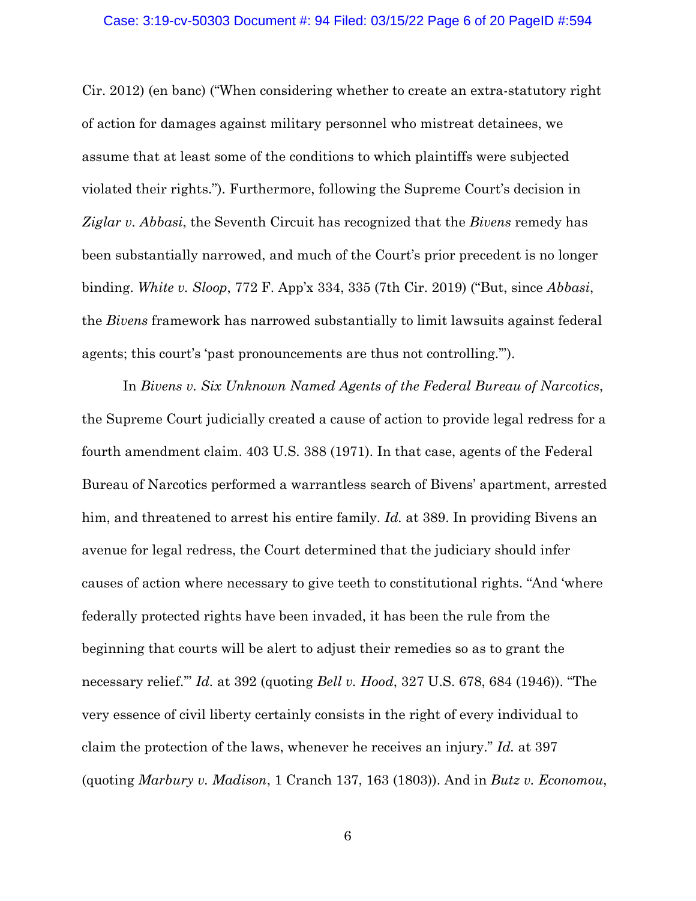Cir. 2012) (en banc) ("When considering whether to create an extra-statutory right of action for damages against military personnel who mistreat detainees, we assume that at least some of the conditions to which plaintiffs were subjected violated their rights."). Furthermore, following the Supreme Court's decision in *Ziglar v. Abbasi*, the Seventh Circuit has recognized that the *Bivens* remedy has been substantially narrowed, and much of the Court's prior precedent is no longer binding. *White v. Sloop*, 772 F. App'x 334, 335 (7th Cir. 2019) ("But, since *Abbasi*, the *Bivens* framework has narrowed substantially to limit lawsuits against federal agents; this court's 'past pronouncements are thus not controlling.'").

In *Bivens v. Six Unknown Named Agents of the Federal Bureau of Narcotics*, the Supreme Court judicially created a cause of action to provide legal redress for a fourth amendment claim. 403 U.S. 388 (1971). In that case, agents of the Federal Bureau of Narcotics performed a warrantless search of Bivens' apartment, arrested him, and threatened to arrest his entire family. *Id.* at 389. In providing Bivens an avenue for legal redress, the Court determined that the judiciary should infer causes of action where necessary to give teeth to constitutional rights. "And 'where federally protected rights have been invaded, it has been the rule from the beginning that courts will be alert to adjust their remedies so as to grant the necessary relief.'" *Id.* at 392 (quoting *Bell v. Hood*, 327 U.S. 678, 684 (1946)). "The very essence of civil liberty certainly consists in the right of every individual to claim the protection of the laws, whenever he receives an injury." *Id.* at 397 (quoting *Marbury v. Madison*, 1 Cranch 137, 163 (1803)). And in *Butz v. Economou*,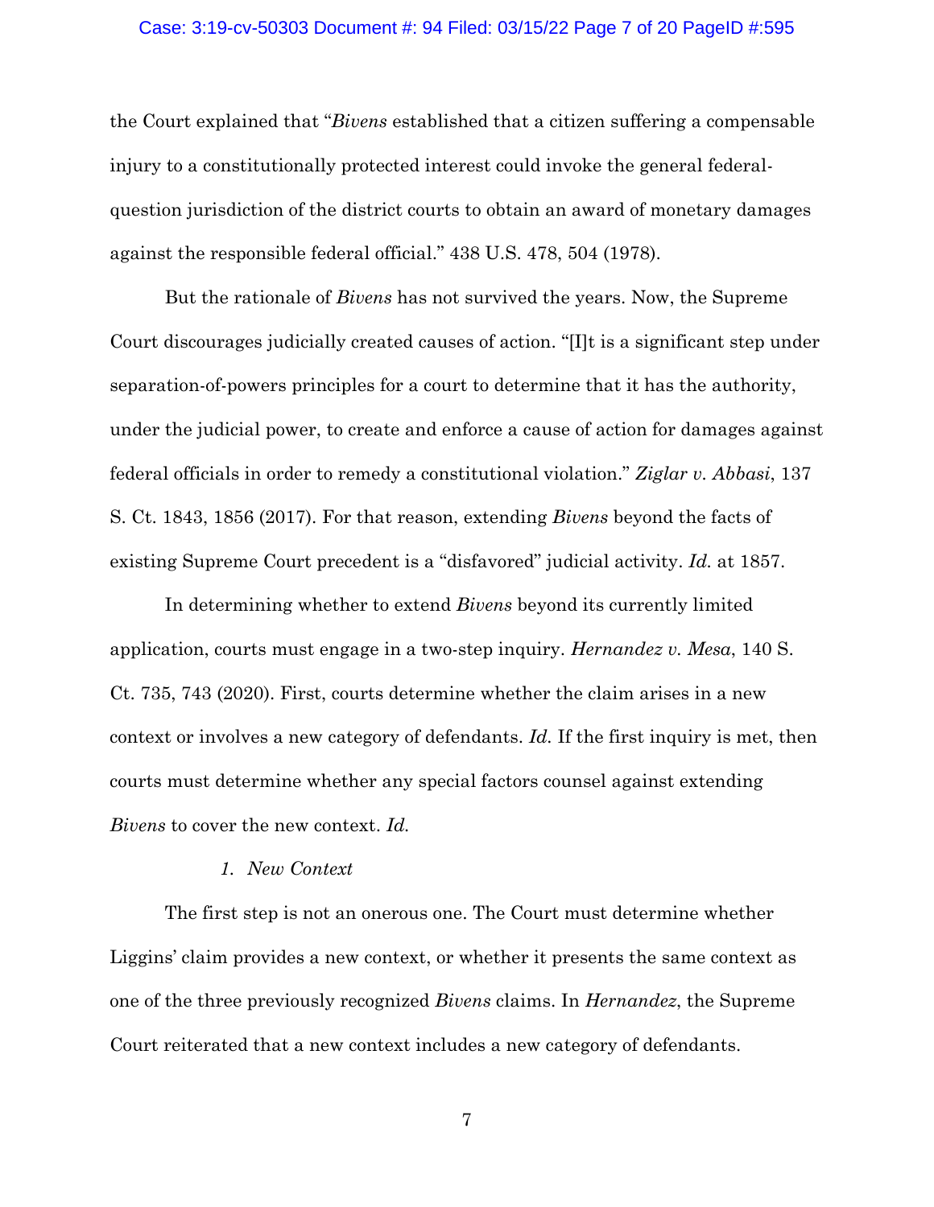the Court explained that "*Bivens* established that a citizen suffering a compensable injury to a constitutionally protected interest could invoke the general federal-question jurisdiction of the district courts to obtain an award of monetary damages against the responsible federal official." 438 U.S. 478, 504 (1978).

But the rationale of *Bivens* has not survived the years. Now, the Supreme Court discourages judicially created causes of action. "[I]t is a significant step under separation-of-powers principles for a court to determine that it has the authority, under the judicial power, to create and enforce a cause of action for damages against federal officials in order to remedy a constitutional violation." *Ziglar v. Abbasi*, 137 S. Ct. 1843, 1856 (2017). For that reason, extending *Bivens* beyond the facts of existing Supreme Court precedent is a "disfavored" judicial activity. *Id.* at 1857.

In determining whether to extend *Bivens* beyond its currently limited application, courts must engage in a two-step inquiry. *Hernandez v. Mesa*, 140 S. Ct. 735, 743 (2020). First, courts determine whether the claim arises in a new context or involves a new category of defendants. *Id.* If the first inquiry is met, then courts must determine whether any special factors counsel against extending *Bivens* to cover the new context. *Id.*

*1. New Context*

The first step is not an onerous one. The Court must determine whether Liggins' claim provides a new context, or whether it presents the same context as one of the three previously recognized *Bivens* claims. In *Hernandez*, the Supreme Court reiterated that a new context includes a new category of defendants.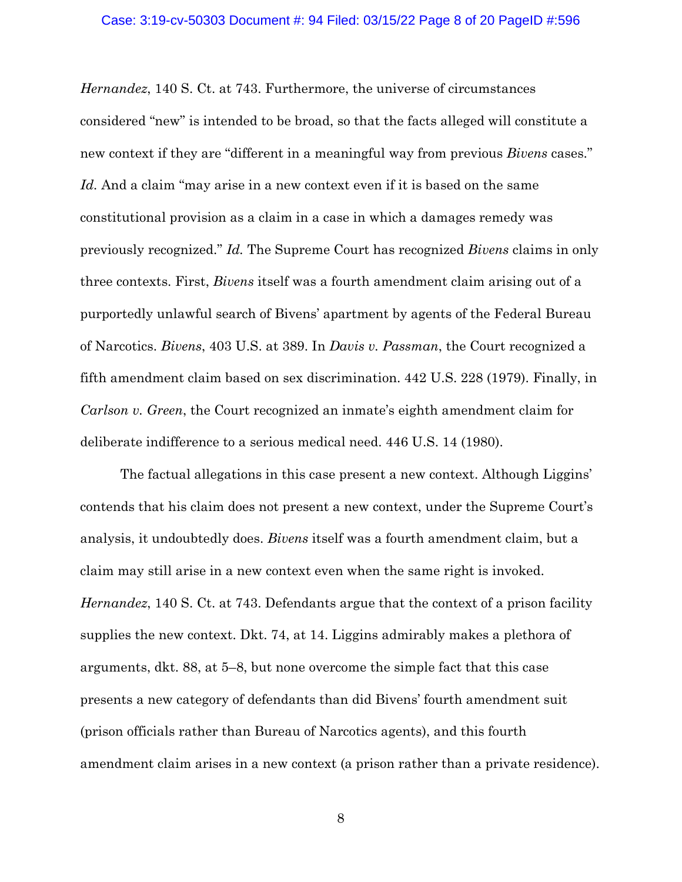*Hernandez*, 140 S. Ct. at 743. Furthermore, the universe of circumstances considered "new" is intended to be broad, so that the facts alleged will constitute a new context if they are "different in a meaningful way from previous *Bivens* cases." *Id.* And a claim "may arise in a new context even if it is based on the same constitutional provision as a claim in a case in which a damages remedy was previously recognized." *Id.* The Supreme Court has recognized *Bivens* claims in only three contexts. First, *Bivens* itself was a fourth amendment claim arising out of a purportedly unlawful search of Bivens' apartment by agents of the Federal Bureau of Narcotics. *Bivens*, 403 U.S. at 389. In *Davis v. Passman*, the Court recognized a fifth amendment claim based on sex discrimination. 442 U.S. 228 (1979). Finally, in *Carlson v. Green*, the Court recognized an inmate's eighth amendment claim for deliberate indifference to a serious medical need. 446 U.S. 14 (1980).

The factual allegations in this case present a new context. Although Liggins' contends that his claim does not present a new context, under the Supreme Court's analysis, it undoubtedly does. *Bivens* itself was a fourth amendment claim, but a claim may still arise in a new context even when the same right is invoked. *Hernandez*, 140 S. Ct. at 743. Defendants argue that the context of a prison facility supplies the new context. Dkt. 74, at 14. Liggins admirably makes a plethora of arguments, dkt. 88, at 5–8, but none overcome the simple fact that this case presents a new category of defendants than did Bivens' fourth amendment suit (prison officials rather than Bureau of Narcotics agents), and this fourth amendment claim arises in a new context (a prison rather than a private residence).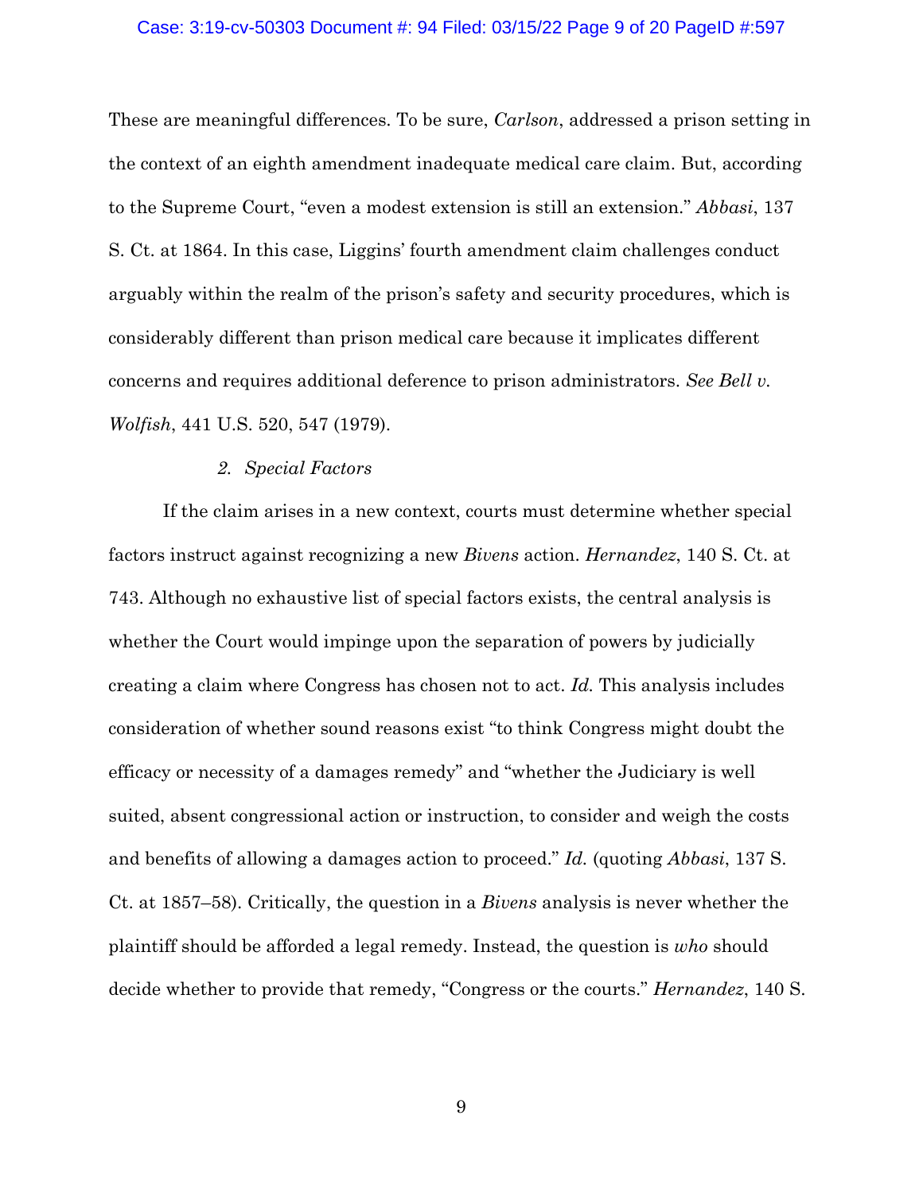These are meaningful differences. To be sure, *Carlson*, addressed a prison setting in the context of an eighth amendment inadequate medical care claim. But, according to the Supreme Court, "even a modest extension is still an extension." *Abbasi*, 137 S. Ct. at 1864. In this case, Liggins' fourth amendment claim challenges conduct arguably within the realm of the prison's safety and security procedures, which is considerably different than prison medical care because it implicates different concerns and requires additional deference to prison administrators. *See Bell v. Wolfish*, 441 U.S. 520, 547 (1979).

### *2. Special Factors*

If the claim arises in a new context, courts must determine whether special factors instruct against recognizing a new *Bivens* action. *Hernandez*, 140 S. Ct. at 743. Although no exhaustive list of special factors exists, the central analysis is whether the Court would impinge upon the separation of powers by judicially creating a claim where Congress has chosen not to act. *Id.* This analysis includes consideration of whether sound reasons exist "to think Congress might doubt the efficacy or necessity of a damages remedy" and "whether the Judiciary is well suited, absent congressional action or instruction, to consider and weigh the costs and benefits of allowing a damages action to proceed." *Id.* (quoting *Abbasi*, 137 S. Ct. at 1857–58). Critically, the question in a *Bivens* analysis is never whether the plaintiff should be afforded a legal remedy. Instead, the question is *who* should decide whether to provide that remedy, "Congress or the courts." *Hernandez*, 140 S.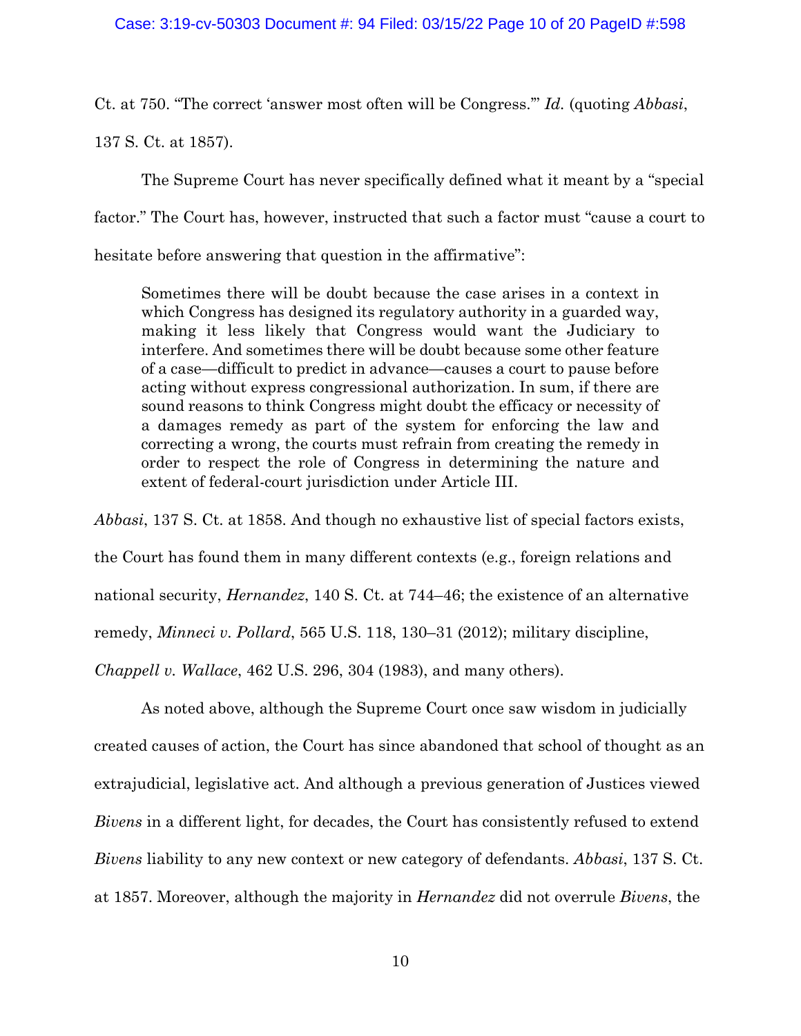Ct. at 750. "The correct 'answer most often will be Congress.'" *Id.* (quoting *Abbasi*, 137 S. Ct. at 1857).

The Supreme Court has never specifically defined what it meant by a "special factor." The Court has, however, instructed that such a factor must "cause a court to hesitate before answering that question in the affirmative":

> Sometimes there will be doubt because the case arises in a context in which Congress has designed its regulatory authority in a guarded way, making it less likely that Congress would want the Judiciary to interfere. And sometimes there will be doubt because some other feature of a case—difficult to predict in advance—causes a court to pause before acting without express congressional authorization. In sum, if there are sound reasons to think Congress might doubt the efficacy or necessity of a damages remedy as part of the system for enforcing the law and correcting a wrong, the courts must refrain from creating the remedy in order to respect the role of Congress in determining the nature and extent of federal-court jurisdiction under Article III.

*Abbasi*, 137 S. Ct. at 1858. And though no exhaustive list of special factors exists, the Court has found them in many different contexts (e.g., foreign relations and national security, *Hernandez*, 140 S. Ct. at 744–46; the existence of an alternative remedy, *Minneci v. Pollard*, 565 U.S. 118, 130–31 (2012); military discipline, *Chappell v. Wallace*, 462 U.S. 296, 304 (1983), and many others).

As noted above, although the Supreme Court once saw wisdom in judicially created causes of action, the Court has since abandoned that school of thought as an extrajudicial, legislative act. And although a previous generation of Justices viewed *Bivens* in a different light, for decades, the Court has consistently refused to extend *Bivens* liability to any new context or new category of defendants. *Abbasi*, 137 S. Ct. at 1857. Moreover, although the majority in *Hernandez* did not overrule *Bivens*, the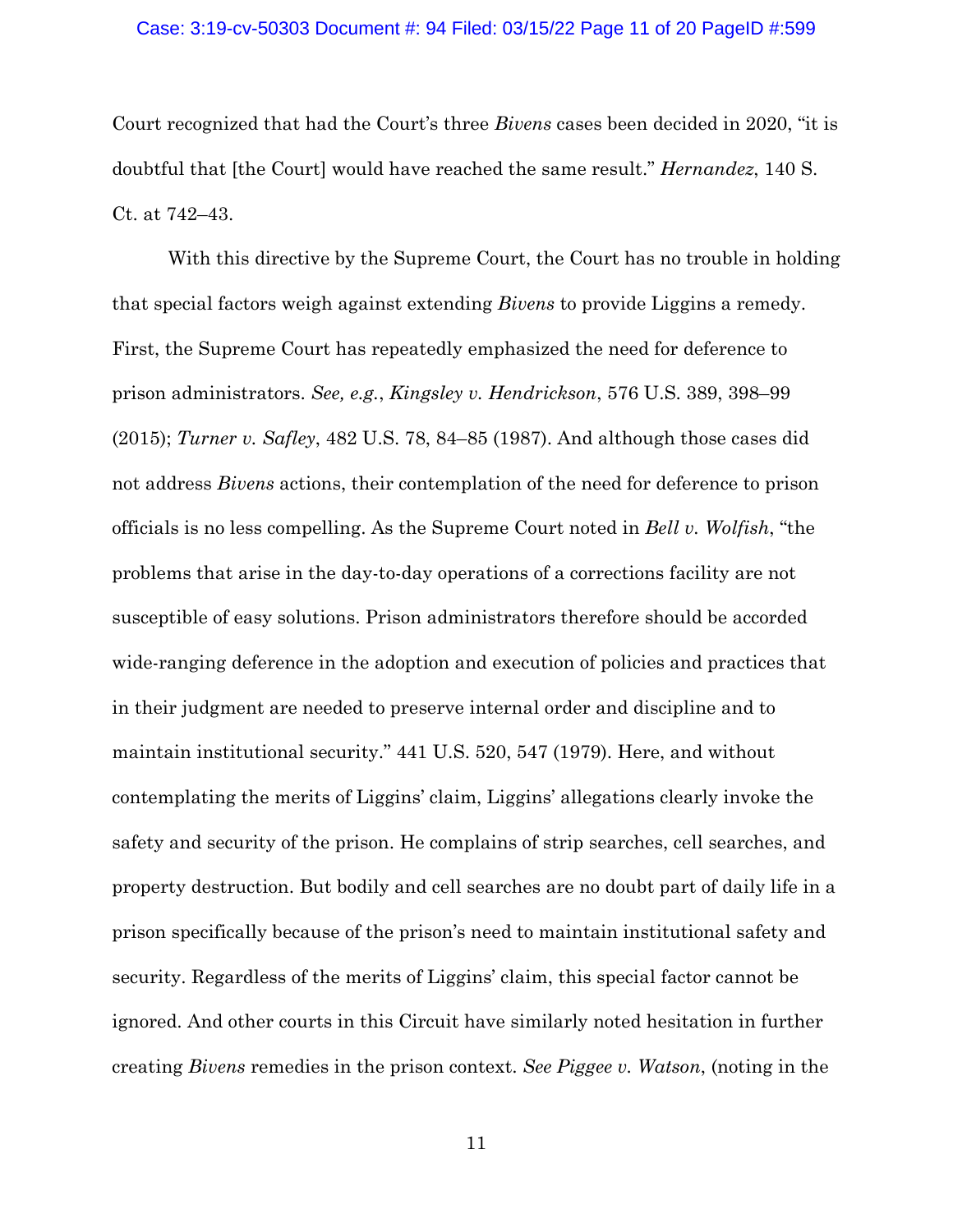Court recognized that had the Court's three *Bivens* cases been decided in 2020, "it is doubtful that [the Court] would have reached the same result." *Hernandez*, 140 S. Ct. at 742–43.

With this directive by the Supreme Court, the Court has no trouble in holding that special factors weigh against extending *Bivens* to provide Liggins a remedy. First, the Supreme Court has repeatedly emphasized the need for deference to prison administrators. *See, e.g.*, *Kingsley v. Hendrickson*, 576 U.S. 389, 398–99 (2015); *Turner v. Safley*, 482 U.S. 78, 84–85 (1987). And although those cases did not address *Bivens* actions, their contemplation of the need for deference to prison officials is no less compelling. As the Supreme Court noted in *Bell v. Wolfish*, "the problems that arise in the day-to-day operations of a corrections facility are not susceptible of easy solutions. Prison administrators therefore should be accorded wide-ranging deference in the adoption and execution of policies and practices that in their judgment are needed to preserve internal order and discipline and to maintain institutional security." 441 U.S. 520, 547 (1979). Here, and without contemplating the merits of Liggins' claim, Liggins' allegations clearly invoke the safety and security of the prison. He complains of strip searches, cell searches, and property destruction. But bodily and cell searches are no doubt part of daily life in a prison specifically because of the prison's need to maintain institutional safety and security. Regardless of the merits of Liggins' claim, this special factor cannot be ignored. And other courts in this Circuit have similarly noted hesitation in further creating *Bivens* remedies in the prison context. *See Piggee v. Watson*, (noting in the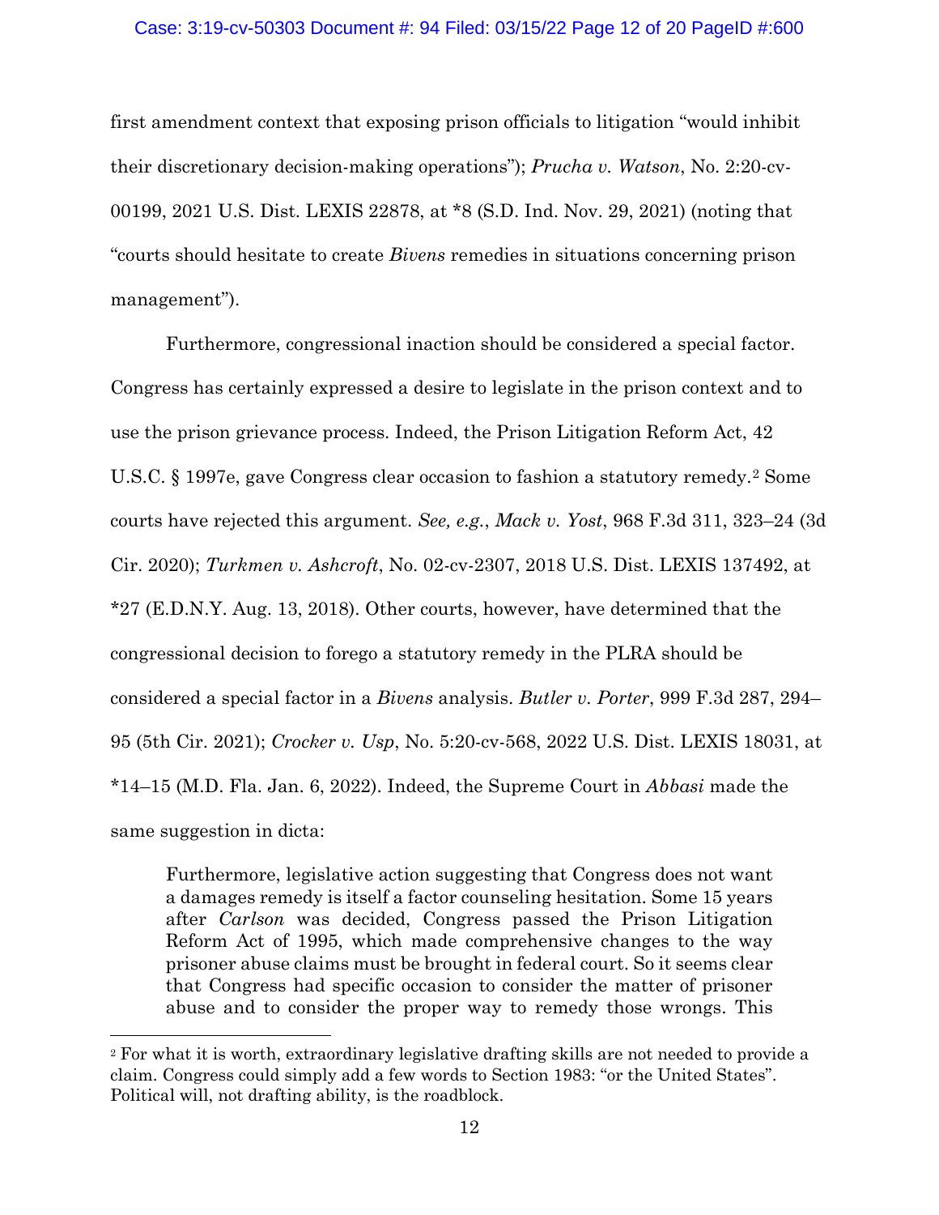first amendment context that exposing prison officials to litigation "would inhibit their discretionary decision-making operations"); *Prucha v. Watson*, No. 2:20-cv-00199, 2021 U.S. Dist. LEXIS 22878, at *8 (S.D. Ind. Nov. 29, 2021) (noting that "courts should hesitate to create *Bivens* remedies in situations concerning prison management").

Furthermore, congressional inaction should be considered a special factor. Congress has certainly expressed a desire to legislate in the prison context and to use the prison grievance process. Indeed, the Prison Litigation Reform Act, 42 U.S.C. § 1997e, gave Congress clear occasion to fashion a statutory remedy.[2] Some courts have rejected this argument. *See, e.g.*, *Mack v. Yost*, 968 F.3d 311, 323–24 (3d Cir. 2020); *Turkmen v. Ashcroft*, No. 02-cv-2307, 2018 U.S. Dist. LEXIS 137492, at *27 (E.D.N.Y. Aug. 13, 2018). Other courts, however, have determined that the congressional decision to forego a statutory remedy in the PLRA should be considered a special factor in a *Bivens* analysis. *Butler v. Porter*, 999 F.3d 287, 294–95 (5th Cir. 2021); *Crocker v. Usp*, No. 5:20-cv-568, 2022 U.S. Dist. LEXIS 18031, at *14–15 (M.D. Fla. Jan. 6, 2022). Indeed, the Supreme Court in *Abbasi* made the same suggestion in dicta:

> Furthermore, legislative action suggesting that Congress does not want a damages remedy is itself a factor counseling hesitation. Some 15 years after *Carlson* was decided, Congress passed the Prison Litigation Reform Act of 1995, which made comprehensive changes to the way prisoner abuse claims must be brought in federal court. So it seems clear that Congress had specific occasion to consider the matter of prisoner abuse and to consider the proper way to remedy those wrongs. This

---

[2] For what it is worth, extraordinary legislative drafting skills are not needed to provide a claim. Congress could simply add a few words to Section 1983: "or the United States". Political will, not drafting ability, is the roadblock.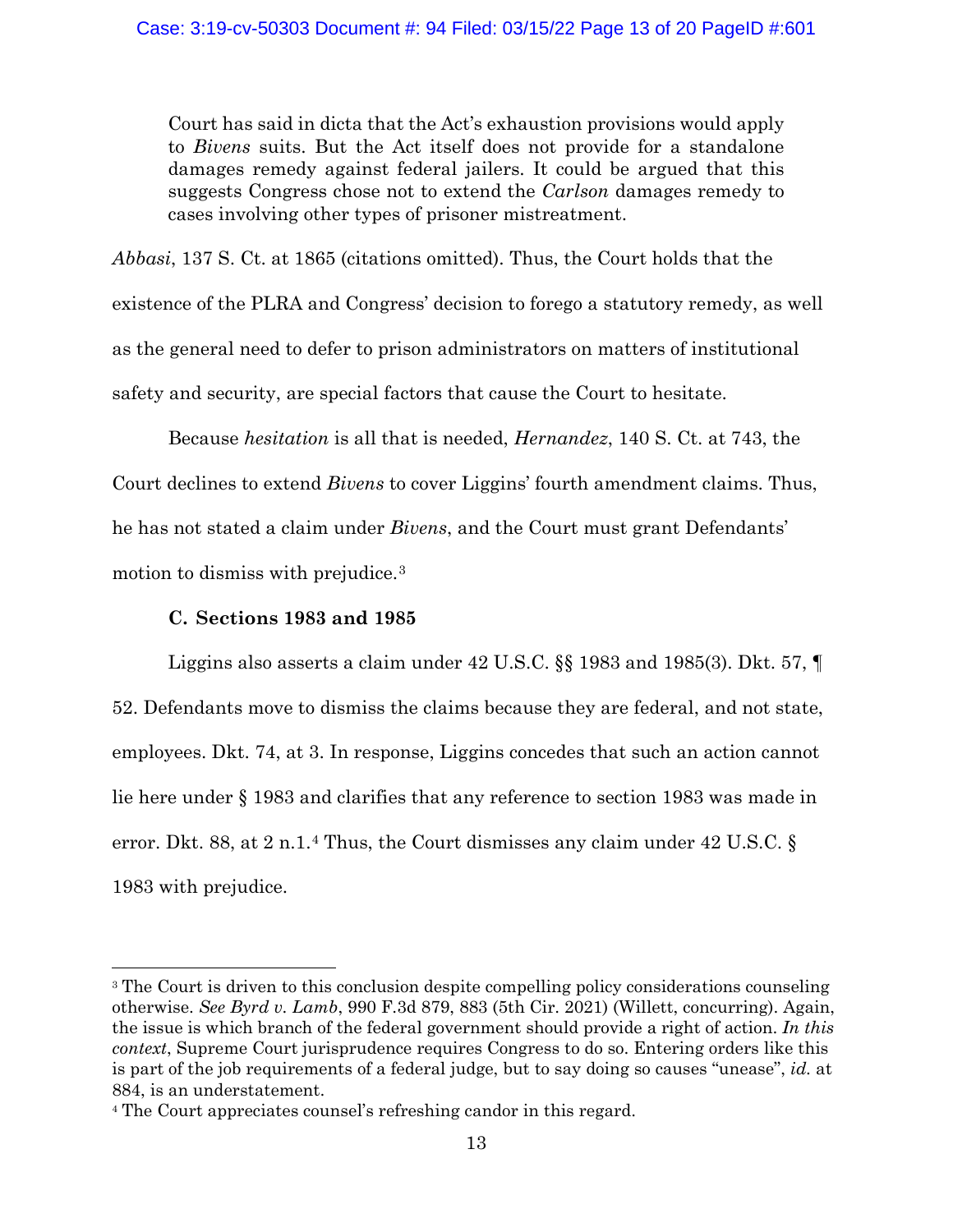> Court has said in dicta that the Act's exhaustion provisions would apply to *Bivens* suits. But the Act itself does not provide for a standalone damages remedy against federal jailers. It could be argued that this suggests Congress chose not to extend the *Carlson* damages remedy to cases involving other types of prisoner mistreatment.

*Abbasi*, 137 S. Ct. at 1865 (citations omitted). Thus, the Court holds that the existence of the PLRA and Congress' decision to forego a statutory remedy, as well as the general need to defer to prison administrators on matters of institutional safety and security, are special factors that cause the Court to hesitate.

Because *hesitation* is all that is needed, *Hernandez*, 140 S. Ct. at 743, the Court declines to extend *Bivens* to cover Liggins' fourth amendment claims. Thus, he has not stated a claim under *Bivens*, and the Court must grant Defendants' motion to dismiss with prejudice.[3]

**C. Sections 1983 and 1985**

Liggins also asserts a claim under 42 U.S.C. §§ 1983 and 1985(3). Dkt. 57, ¶ 52. Defendants move to dismiss the claims because they are federal, and not state, employees. Dkt. 74, at 3. In response, Liggins concedes that such an action cannot lie here under § 1983 and clarifies that any reference to section 1983 was made in error. Dkt. 88, at 2 n.1.[4] Thus, the Court dismisses any claim under 42 U.S.C. § 1983 with prejudice.

---

[3] The Court is driven to this conclusion despite compelling policy considerations counseling otherwise. *See Byrd v. Lamb*, 990 F.3d 879, 883 (5th Cir. 2021) (Willett, concurring). Again, the issue is which branch of the federal government should provide a right of action. *In this context*, Supreme Court jurisprudence requires Congress to do so. Entering orders like this is part of the job requirements of a federal judge, but to say doing so causes "unease", *id.* at 884, is an understatement.

[4] The Court appreciates counsel's refreshing candor in this regard.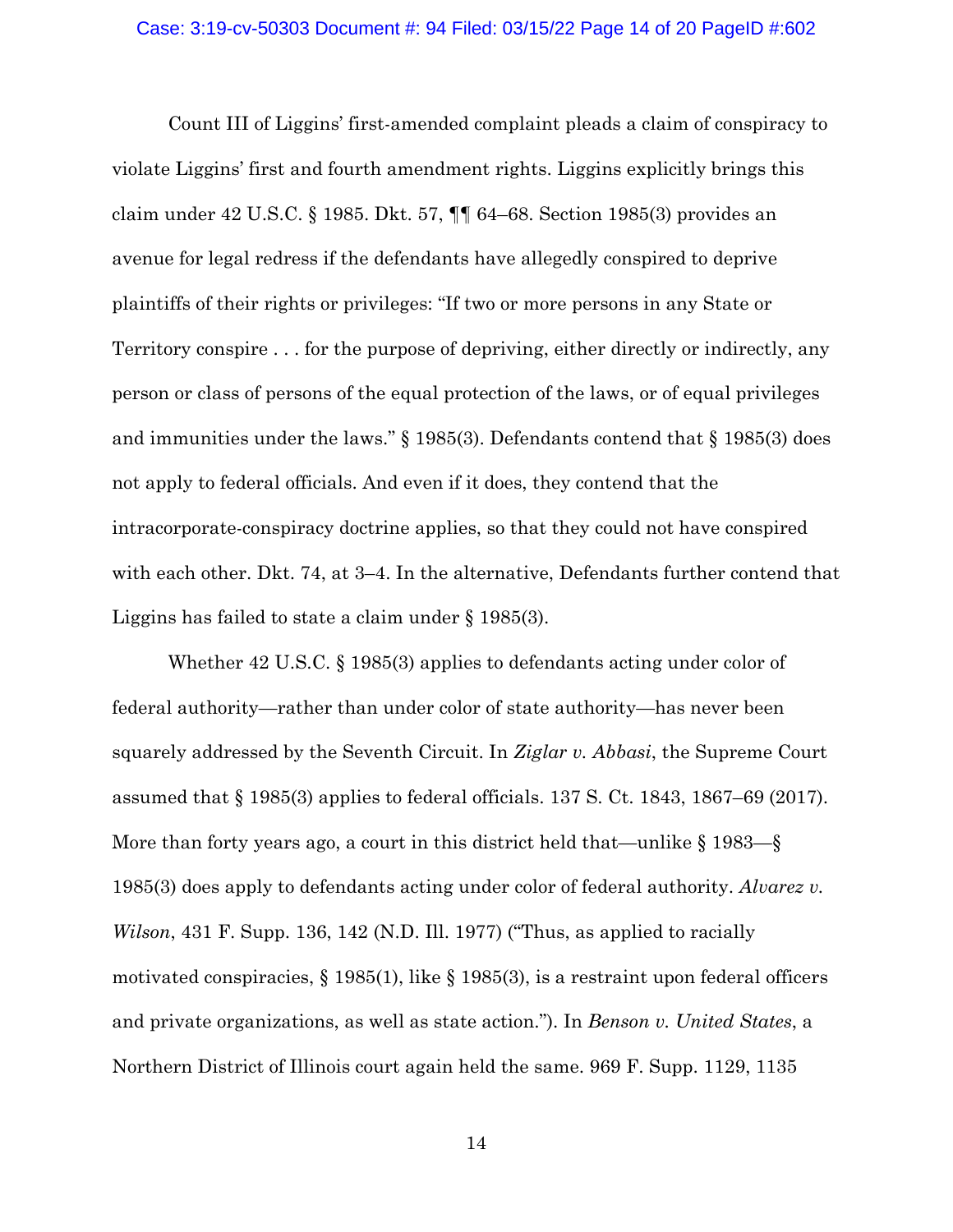Count III of Liggins' first-amended complaint pleads a claim of conspiracy to violate Liggins' first and fourth amendment rights. Liggins explicitly brings this claim under 42 U.S.C. § 1985. Dkt. 57, ¶¶ 64–68. Section 1985(3) provides an avenue for legal redress if the defendants have allegedly conspired to deprive plaintiffs of their rights or privileges: "If two or more persons in any State or Territory conspire . . . for the purpose of depriving, either directly or indirectly, any person or class of persons of the equal protection of the laws, or of equal privileges and immunities under the laws." § 1985(3). Defendants contend that § 1985(3) does not apply to federal officials. And even if it does, they contend that the intracorporate-conspiracy doctrine applies, so that they could not have conspired with each other. Dkt. 74, at 3–4. In the alternative, Defendants further contend that Liggins has failed to state a claim under § 1985(3).

Whether 42 U.S.C. § 1985(3) applies to defendants acting under color of federal authority—rather than under color of state authority—has never been squarely addressed by the Seventh Circuit. In *Ziglar v. Abbasi*, the Supreme Court assumed that § 1985(3) applies to federal officials. 137 S. Ct. 1843, 1867–69 (2017). More than forty years ago, a court in this district held that—unlike § 1983—§ 1985(3) does apply to defendants acting under color of federal authority. *Alvarez v. Wilson*, 431 F. Supp. 136, 142 (N.D. Ill. 1977) ("Thus, as applied to racially motivated conspiracies, § 1985(1), like § 1985(3), is a restraint upon federal officers and private organizations, as well as state action."). In *Benson v. United States*, a Northern District of Illinois court again held the same. 969 F. Supp. 1129, 1135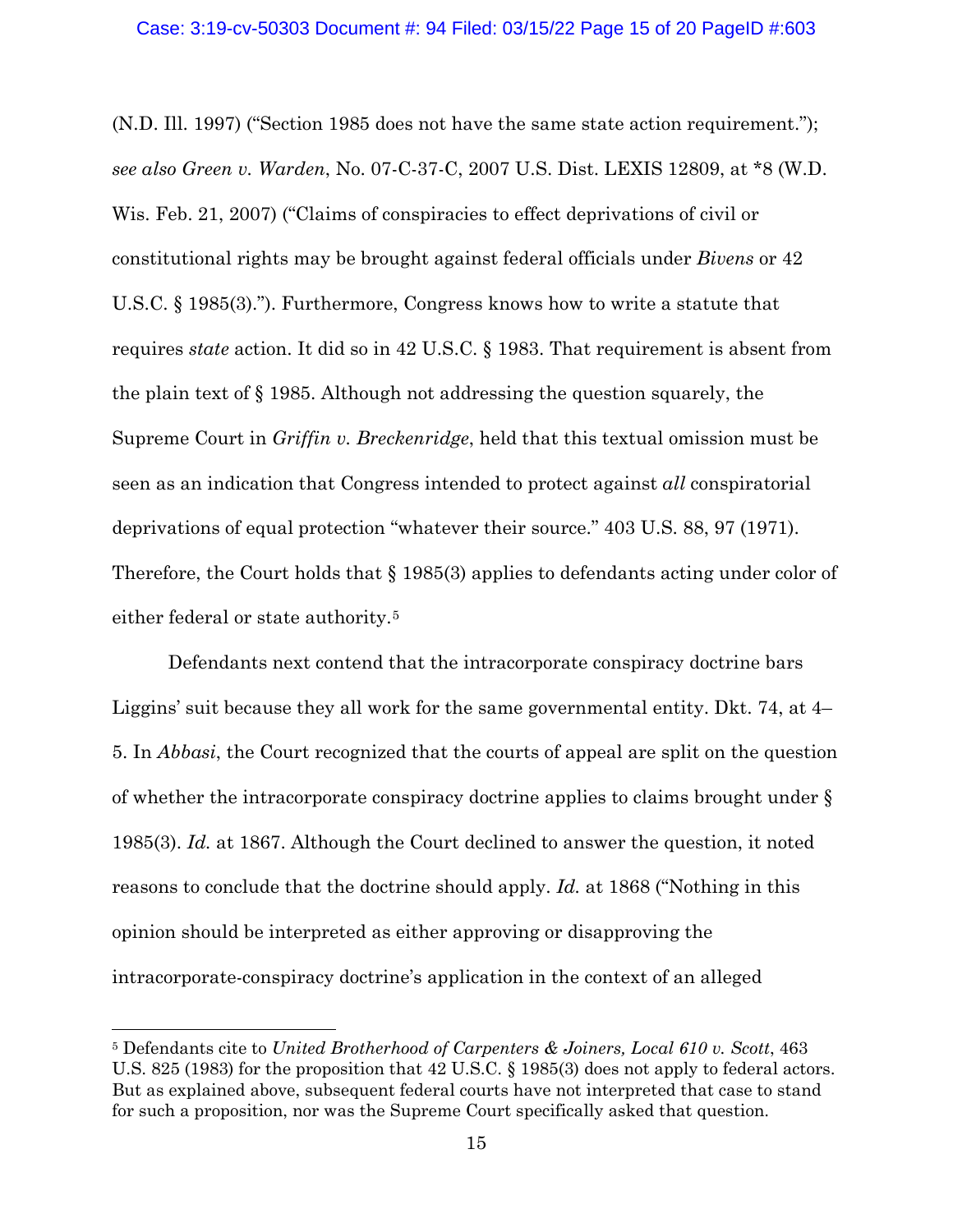(N.D. Ill. 1997) ("Section 1985 does not have the same state action requirement."); *see also Green v. Warden*, No. 07-C-37-C, 2007 U.S. Dist. LEXIS 12809, at *8 (W.D. Wis. Feb. 21, 2007) ("Claims of conspiracies to effect deprivations of civil or constitutional rights may be brought against federal officials under *Bivens* or 42 U.S.C. § 1985(3)."). Furthermore, Congress knows how to write a statute that requires *state* action. It did so in 42 U.S.C. § 1983. That requirement is absent from the plain text of § 1985. Although not addressing the question squarely, the Supreme Court in *Griffin v. Breckenridge*, held that this textual omission must be seen as an indication that Congress intended to protect against *all* conspiratorial deprivations of equal protection "whatever their source." 403 U.S. 88, 97 (1971). Therefore, the Court holds that § 1985(3) applies to defendants acting under color of either federal or state authority.[5]

Defendants next contend that the intracorporate conspiracy doctrine bars Liggins' suit because they all work for the same governmental entity. Dkt. 74, at 4–5. In *Abbasi*, the Court recognized that the courts of appeal are split on the question of whether the intracorporate conspiracy doctrine applies to claims brought under § 1985(3). *Id.* at 1867. Although the Court declined to answer the question, it noted reasons to conclude that the doctrine should apply. *Id.* at 1868 ("Nothing in this opinion should be interpreted as either approving or disapproving the intracorporate-conspiracy doctrine's application in the context of an alleged

---

[5] Defendants cite to *United Brotherhood of Carpenters & Joiners, Local 610 v. Scott*, 463 U.S. 825 (1983) for the proposition that 42 U.S.C. § 1985(3) does not apply to federal actors. But as explained above, subsequent federal courts have not interpreted that case to stand for such a proposition, nor was the Supreme Court specifically asked that question.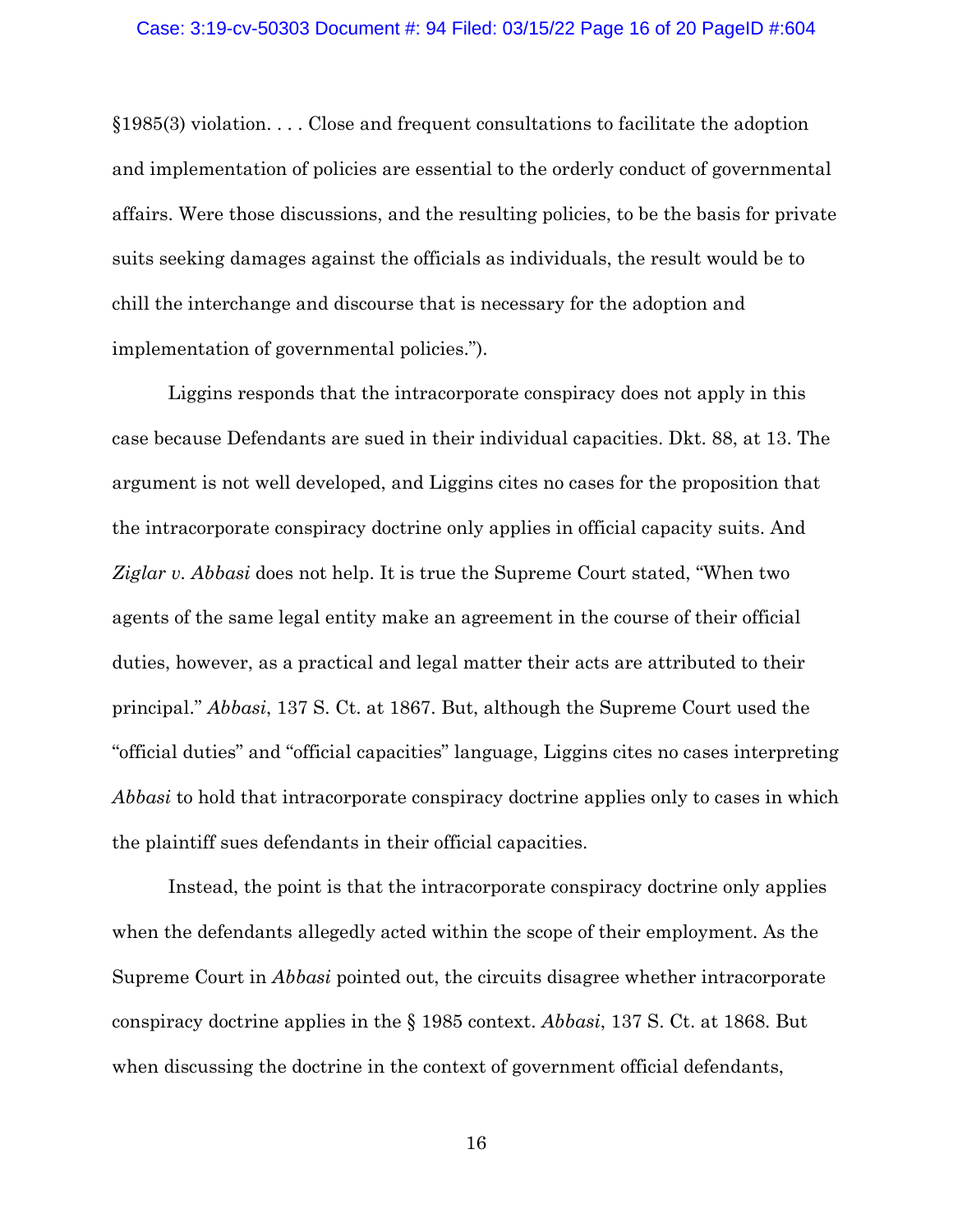§1985(3) violation. . . . Close and frequent consultations to facilitate the adoption and implementation of policies are essential to the orderly conduct of governmental affairs. Were those discussions, and the resulting policies, to be the basis for private suits seeking damages against the officials as individuals, the result would be to chill the interchange and discourse that is necessary for the adoption and implementation of governmental policies.").

Liggins responds that the intracorporate conspiracy does not apply in this case because Defendants are sued in their individual capacities. Dkt. 88, at 13. The argument is not well developed, and Liggins cites no cases for the proposition that the intracorporate conspiracy doctrine only applies in official capacity suits. And *Ziglar v. Abbasi* does not help. It is true the Supreme Court stated, "When two agents of the same legal entity make an agreement in the course of their official duties, however, as a practical and legal matter their acts are attributed to their principal." *Abbasi*, 137 S. Ct. at 1867. But, although the Supreme Court used the "official duties" and "official capacities" language, Liggins cites no cases interpreting *Abbasi* to hold that intracorporate conspiracy doctrine applies only to cases in which the plaintiff sues defendants in their official capacities.

Instead, the point is that the intracorporate conspiracy doctrine only applies when the defendants allegedly acted within the scope of their employment. As the Supreme Court in *Abbasi* pointed out, the circuits disagree whether intracorporate conspiracy doctrine applies in the § 1985 context. *Abbasi*, 137 S. Ct. at 1868. But when discussing the doctrine in the context of government official defendants,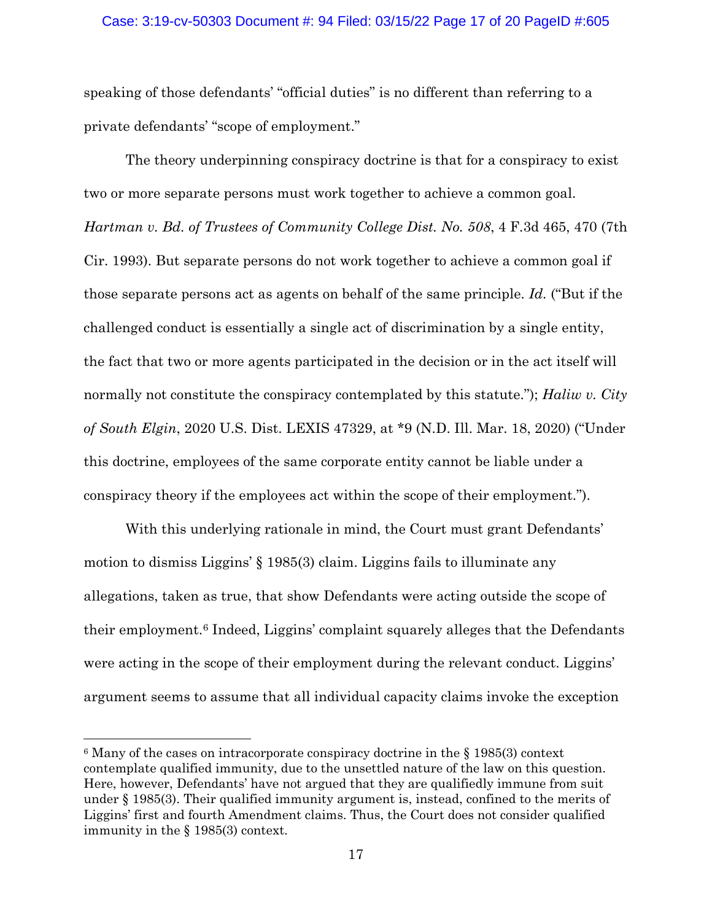speaking of those defendants' "official duties" is no different than referring to a private defendants' "scope of employment."

The theory underpinning conspiracy doctrine is that for a conspiracy to exist two or more separate persons must work together to achieve a common goal. *Hartman v. Bd. of Trustees of Community College Dist. No. 508*, 4 F.3d 465, 470 (7th Cir. 1993). But separate persons do not work together to achieve a common goal if those separate persons act as agents on behalf of the same principle. *Id.* ("But if the challenged conduct is essentially a single act of discrimination by a single entity, the fact that two or more agents participated in the decision or in the act itself will normally not constitute the conspiracy contemplated by this statute."); *Haliw v. City of South Elgin*, 2020 U.S. Dist. LEXIS 47329, at *9 (N.D. Ill. Mar. 18, 2020) ("Under this doctrine, employees of the same corporate entity cannot be liable under a conspiracy theory if the employees act within the scope of their employment.").

With this underlying rationale in mind, the Court must grant Defendants' motion to dismiss Liggins' § 1985(3) claim. Liggins fails to illuminate any allegations, taken as true, that show Defendants were acting outside the scope of their employment.[6] Indeed, Liggins' complaint squarely alleges that the Defendants were acting in the scope of their employment during the relevant conduct. Liggins' argument seems to assume that all individual capacity claims invoke the exception

[6] Many of the cases on intracorporate conspiracy doctrine in the § 1985(3) context contemplate qualified immunity, due to the unsettled nature of the law on this question. Here, however, Defendants' have not argued that they are qualifiedly immune from suit under § 1985(3). Their qualified immunity argument is, instead, confined to the merits of Liggins' first and fourth Amendment claims. Thus, the Court does not consider qualified immunity in the § 1985(3) context.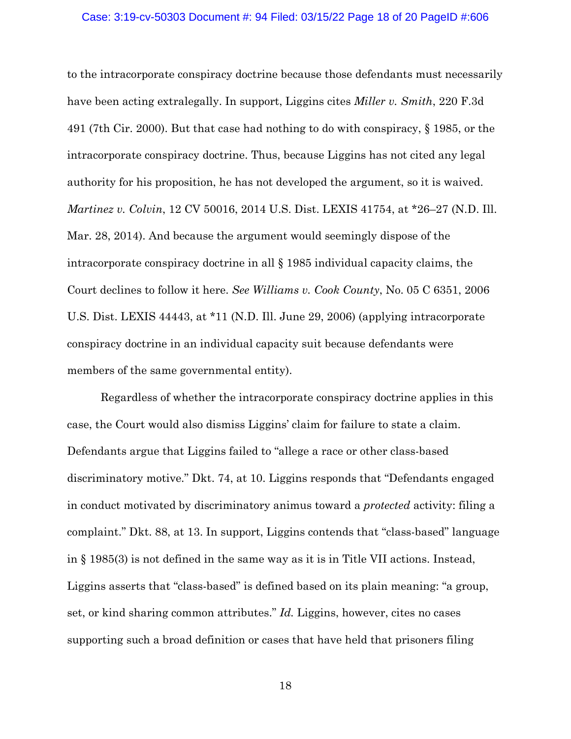to the intracorporate conspiracy doctrine because those defendants must necessarily have been acting extralegally. In support, Liggins cites *Miller v. Smith*, 220 F.3d 491 (7th Cir. 2000). But that case had nothing to do with conspiracy, § 1985, or the intracorporate conspiracy doctrine. Thus, because Liggins has not cited any legal authority for his proposition, he has not developed the argument, so it is waived. *Martinez v. Colvin*, 12 CV 50016, 2014 U.S. Dist. LEXIS 41754, at *26–27 (N.D. Ill. Mar. 28, 2014). And because the argument would seemingly dispose of the intracorporate conspiracy doctrine in all § 1985 individual capacity claims, the Court declines to follow it here. *See Williams v. Cook County*, No. 05 C 6351, 2006 U.S. Dist. LEXIS 44443, at *11 (N.D. Ill. June 29, 2006) (applying intracorporate conspiracy doctrine in an individual capacity suit because defendants were members of the same governmental entity).

Regardless of whether the intracorporate conspiracy doctrine applies in this case, the Court would also dismiss Liggins' claim for failure to state a claim. Defendants argue that Liggins failed to "allege a race or other class-based discriminatory motive." Dkt. 74, at 10. Liggins responds that "Defendants engaged in conduct motivated by discriminatory animus toward a *protected* activity: filing a complaint." Dkt. 88, at 13. In support, Liggins contends that "class-based" language in § 1985(3) is not defined in the same way as it is in Title VII actions. Instead, Liggins asserts that "class-based" is defined based on its plain meaning: "a group, set, or kind sharing common attributes." *Id.* Liggins, however, cites no cases supporting such a broad definition or cases that have held that prisoners filing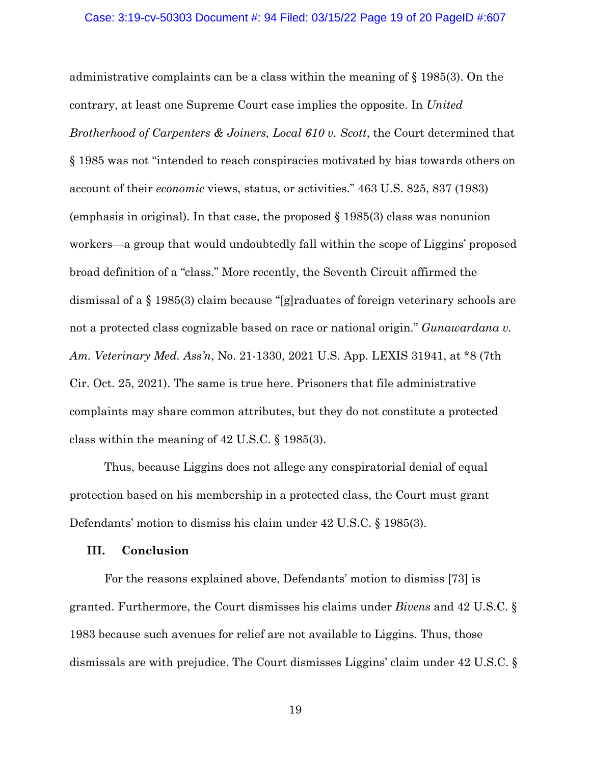administrative complaints can be a class within the meaning of § 1985(3). On the contrary, at least one Supreme Court case implies the opposite. In *United Brotherhood of Carpenters & Joiners, Local 610 v. Scott*, the Court determined that § 1985 was not "intended to reach conspiracies motivated by bias towards others on account of their *economic* views, status, or activities." 463 U.S. 825, 837 (1983) (emphasis in original). In that case, the proposed § 1985(3) class was nonunion workers—a group that would undoubtedly fall within the scope of Liggins' proposed broad definition of a "class." More recently, the Seventh Circuit affirmed the dismissal of a § 1985(3) claim because "[g]raduates of foreign veterinary schools are not a protected class cognizable based on race or national origin." *Gunawardana v. Am. Veterinary Med. Ass'n*, No. 21-1330, 2021 U.S. App. LEXIS 31941, at *8 (7th Cir. Oct. 25, 2021). The same is true here. Prisoners that file administrative complaints may share common attributes, but they do not constitute a protected class within the meaning of 42 U.S.C. § 1985(3).

Thus, because Liggins does not allege any conspiratorial denial of equal protection based on his membership in a protected class, the Court must grant Defendants' motion to dismiss his claim under 42 U.S.C. § 1985(3).

## III. Conclusion

For the reasons explained above, Defendants' motion to dismiss [73] is granted. Furthermore, the Court dismisses his claims under *Bivens* and 42 U.S.C. § 1983 because such avenues for relief are not available to Liggins. Thus, those dismissals are with prejudice. The Court dismisses Liggins' claim under 42 U.S.C. §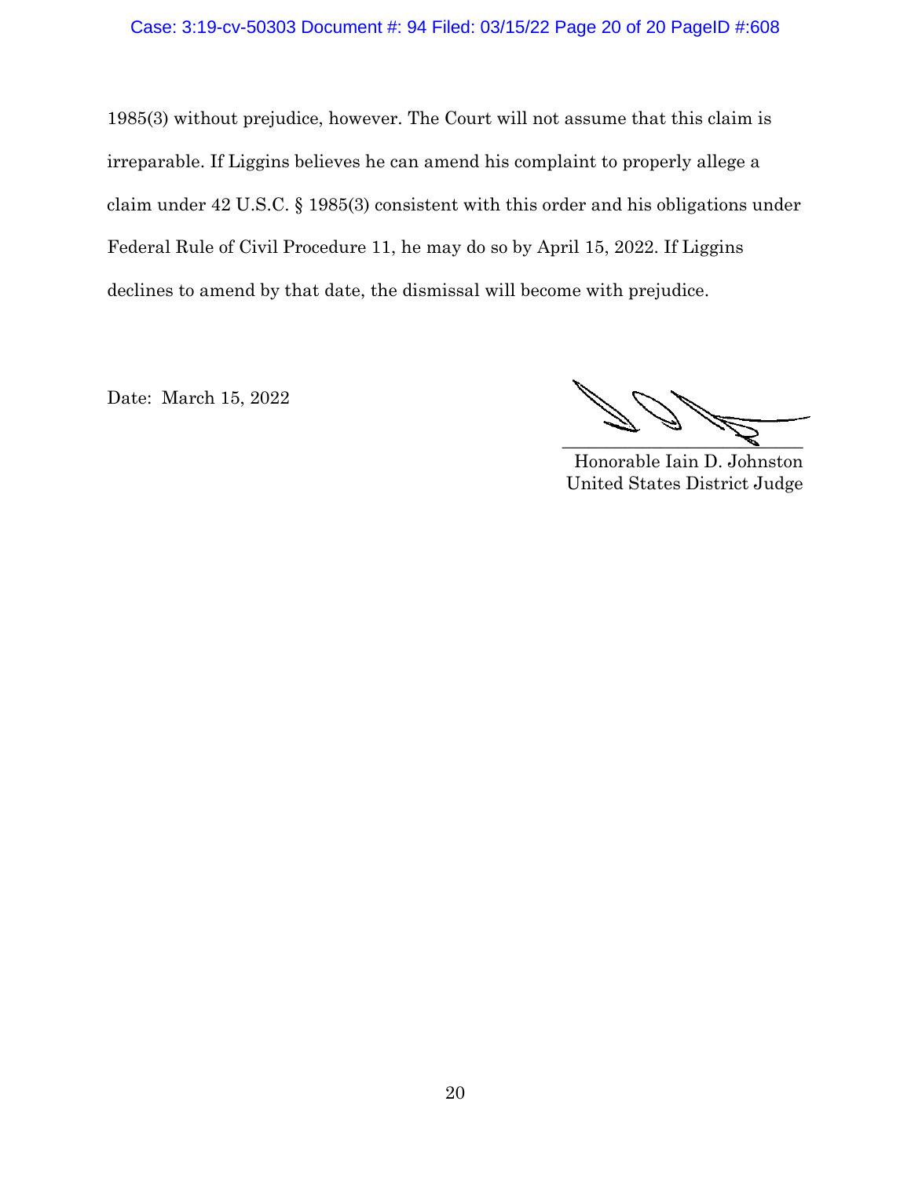1985(3) without prejudice, however. The Court will not assume that this claim is irreparable. If Liggins believes he can amend his complaint to properly allege a claim under 42 U.S.C. § 1985(3) consistent with this order and his obligations under Federal Rule of Civil Procedure 11, he may do so by April 15, 2022. If Liggins declines to amend by that date, the dismissal will become with prejudice.

Date: March 15, 2022

Honorable Iain D. Johnston
United States District Judge